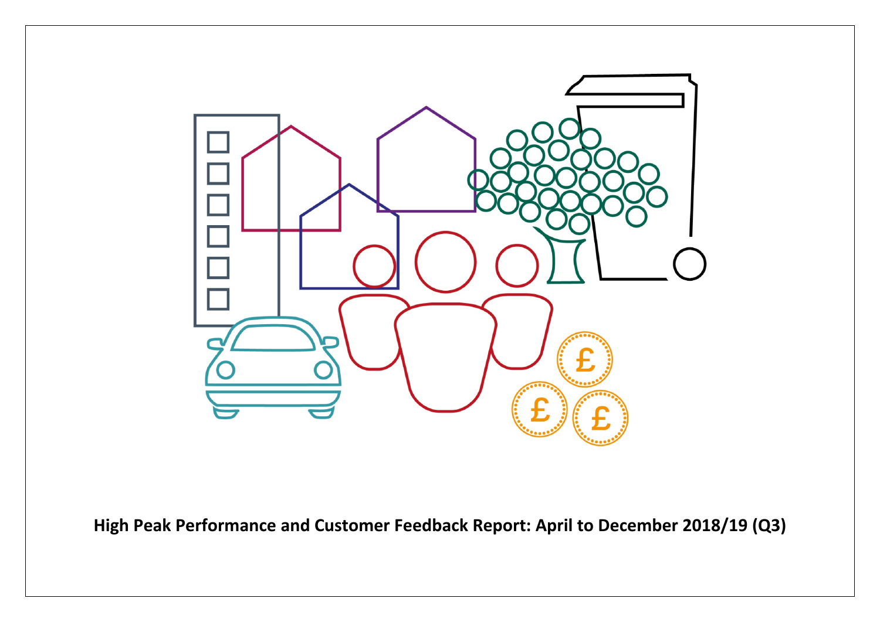**High Peak Performance and Customer Feedback Report: April to December 2018/19 (Q3)**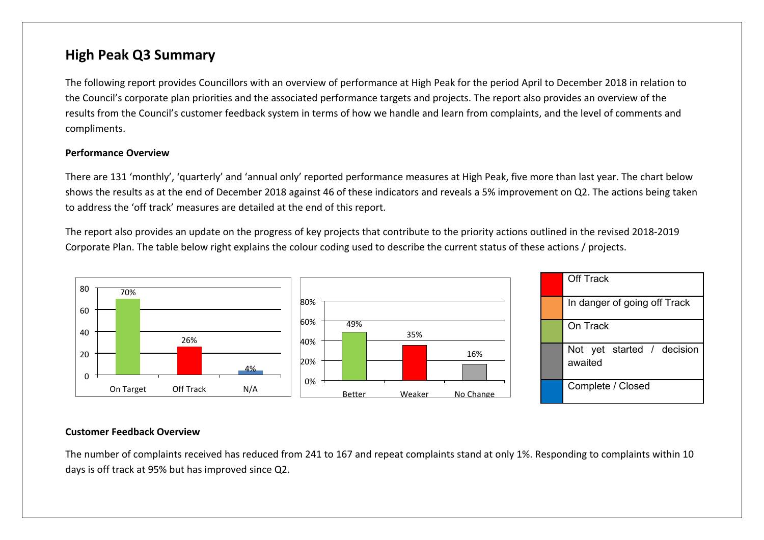# High Peak Q3 Summary

The following report provides Councillors with an overview of performance at High Peak for the period April to December 2018 in relation to the Council's corporate plan priorities and the associated performance targets and projects. The report also provides an overview of the results from the Council's customer feedback system in terms of how we handle and learn from complaints, and the level of comments and compliments.

**Performance Overview**

There are 131 'monthly', 'quarterly' and 'annual only' reported performance measures at High Peak, five more than last year. The chart below shows the results as at the end of December 2018 against 46 of these indicators and reveals a 5% improvement on Q2. The actions being taken to address the 'off track' measures are detailed at the end of this report.

The report also provides an update on the progress of key projects that contribute to the priority actions outlined in the revised 2018-2019 Corporate Plan. The table below right explains the colour coding used to describe the current status of these actions / projects.

| On Target | Off Track | N/A |
|---|---|---|
| 70% | 26% | 4% |

| Better | Weaker | No Change |
|---|---|---|
| 49% | 35% | 16% |

| Colour | Status |
|---|---|
| Red | Off Track |
| Orange | In danger of going off Track |
| Green | On Track |
| Grey | Not yet started / decision awaited |
| Blue | Complete / Closed |

**Customer Feedback Overview**

The number of complaints received has reduced from 241 to 167 and repeat complaints stand at only 1%. Responding to complaints within 10 days is off track at 95% but has improved since Q2.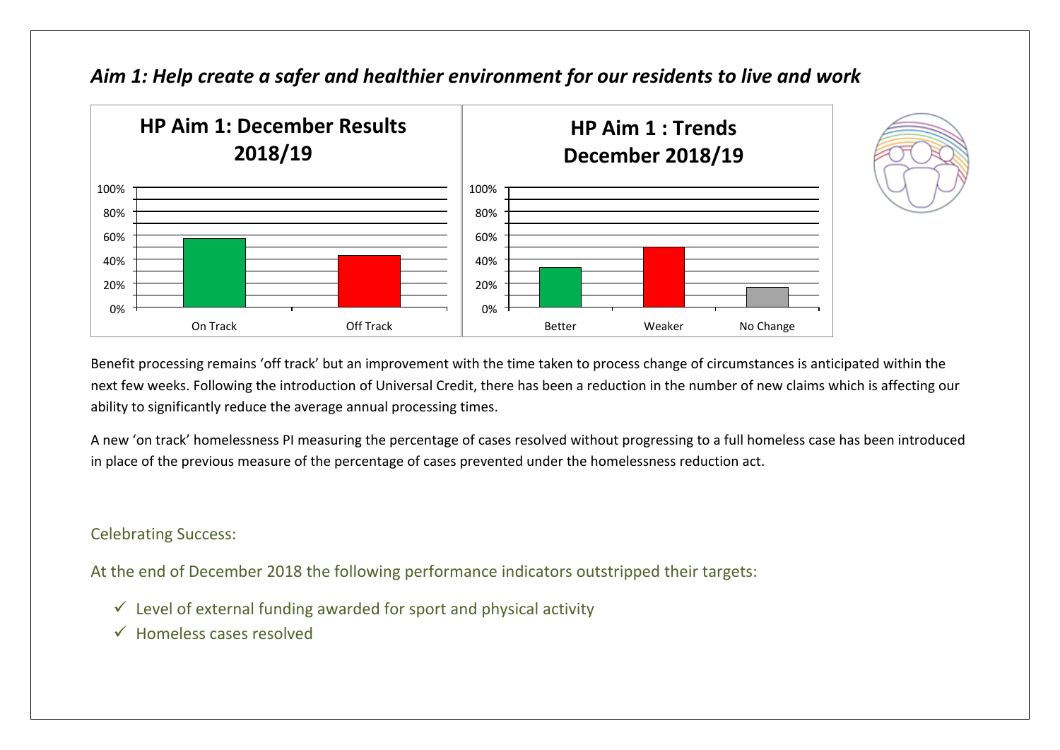## *Aim 1: Help create a safer and healthier environment for our residents to live and work*

**HP Aim 1: December Results 2018/19**

**HP Aim 1 : Trends December 2018/19**

Benefit processing remains 'off track' but an improvement with the time taken to process change of circumstances is anticipated within the next few weeks. Following the introduction of Universal Credit, there has been a reduction in the number of new claims which is affecting our ability to significantly reduce the average annual processing times.

A new 'on track' homelessness PI measuring the percentage of cases resolved without progressing to a full homeless case has been introduced in place of the previous measure of the percentage of cases prevented under the homelessness reduction act.

Celebrating Success:

At the end of December 2018 the following performance indicators outstripped their targets:

- ✓ Level of external funding awarded for sport and physical activity
- ✓ Homeless cases resolved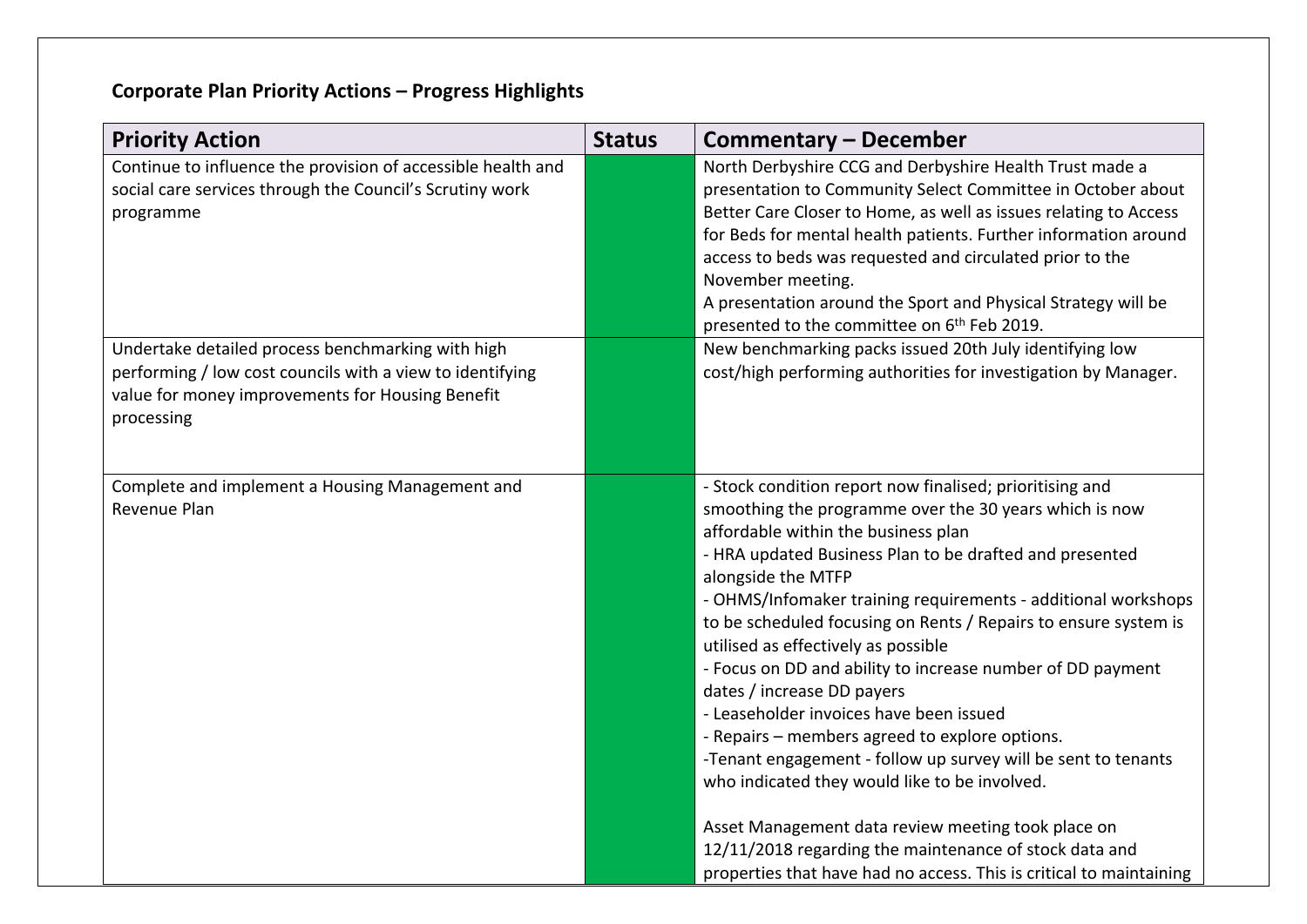**Corporate Plan Priority Actions – Progress Highlights**

| Priority Action | Status | Commentary – December |
|---|---|---|
| Continue to influence the provision of accessible health and social care services through the Council's Scrutiny work programme | | North Derbyshire CCG and Derbyshire Health Trust made a presentation to Community Select Committee in October about Better Care Closer to Home, as well as issues relating to Access for Beds for mental health patients. Further information around access to beds was requested and circulated prior to the November meeting.<br>A presentation around the Sport and Physical Strategy will be presented to the committee on 6th Feb 2019. |
| Undertake detailed process benchmarking with high performing / low cost councils with a view to identifying value for money improvements for Housing Benefit processing | | New benchmarking packs issued 20th July identifying low cost/high performing authorities for investigation by Manager. |
| Complete and implement a Housing Management and Revenue Plan | | - Stock condition report now finalised; prioritising and smoothing the programme over the 30 years which is now affordable within the business plan<br>- HRA updated Business Plan to be drafted and presented alongside the MTFP<br>- OHMS/Infomaker training requirements - additional workshops to be scheduled focusing on Rents / Repairs to ensure system is utilised as effectively as possible<br>- Focus on DD and ability to increase number of DD payment dates / increase DD payers<br>- Leaseholder invoices have been issued<br>- Repairs – members agreed to explore options.<br>-Tenant engagement - follow up survey will be sent to tenants who indicated they would like to be involved.<br><br>Asset Management data review meeting took place on 12/11/2018 regarding the maintenance of stock data and properties that have had no access. This is critical to maintaining |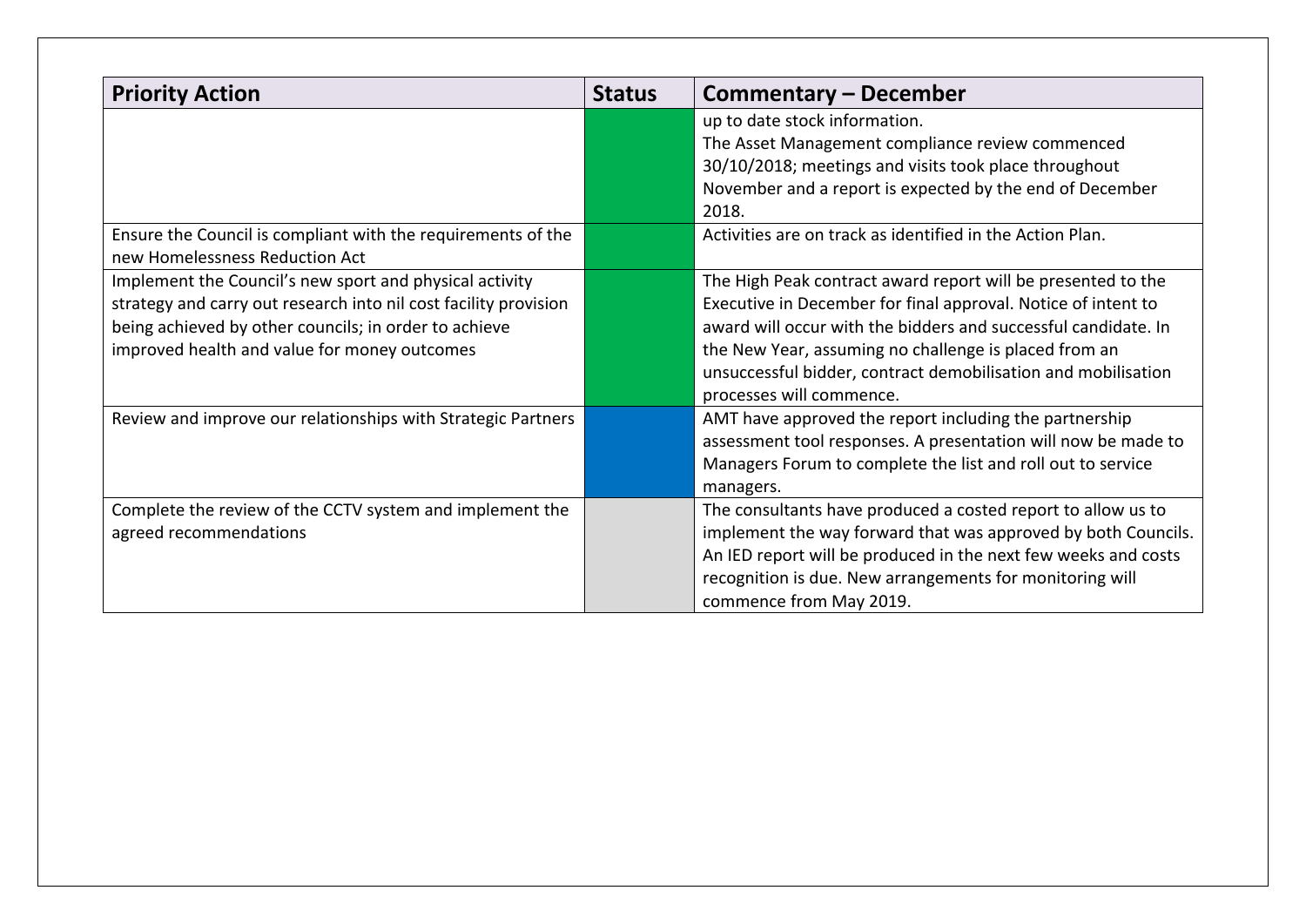| Priority Action | Status | Commentary – December |
|---|---|---|
| | | up to date stock information. The Asset Management compliance review commenced 30/10/2018; meetings and visits took place throughout November and a report is expected by the end of December 2018. |
| Ensure the Council is compliant with the requirements of the new Homelessness Reduction Act | | Activities are on track as identified in the Action Plan. |
| Implement the Council's new sport and physical activity strategy and carry out research into nil cost facility provision being achieved by other councils; in order to achieve improved health and value for money outcomes | | The High Peak contract award report will be presented to the Executive in December for final approval. Notice of intent to award will occur with the bidders and successful candidate. In the New Year, assuming no challenge is placed from an unsuccessful bidder, contract demobilisation and mobilisation processes will commence. |
| Review and improve our relationships with Strategic Partners | | AMT have approved the report including the partnership assessment tool responses. A presentation will now be made to Managers Forum to complete the list and roll out to service managers. |
| Complete the review of the CCTV system and implement the agreed recommendations | | The consultants have produced a costed report to allow us to implement the way forward that was approved by both Councils. An IED report will be produced in the next few weeks and costs recognition is due. New arrangements for monitoring will commence from May 2019. |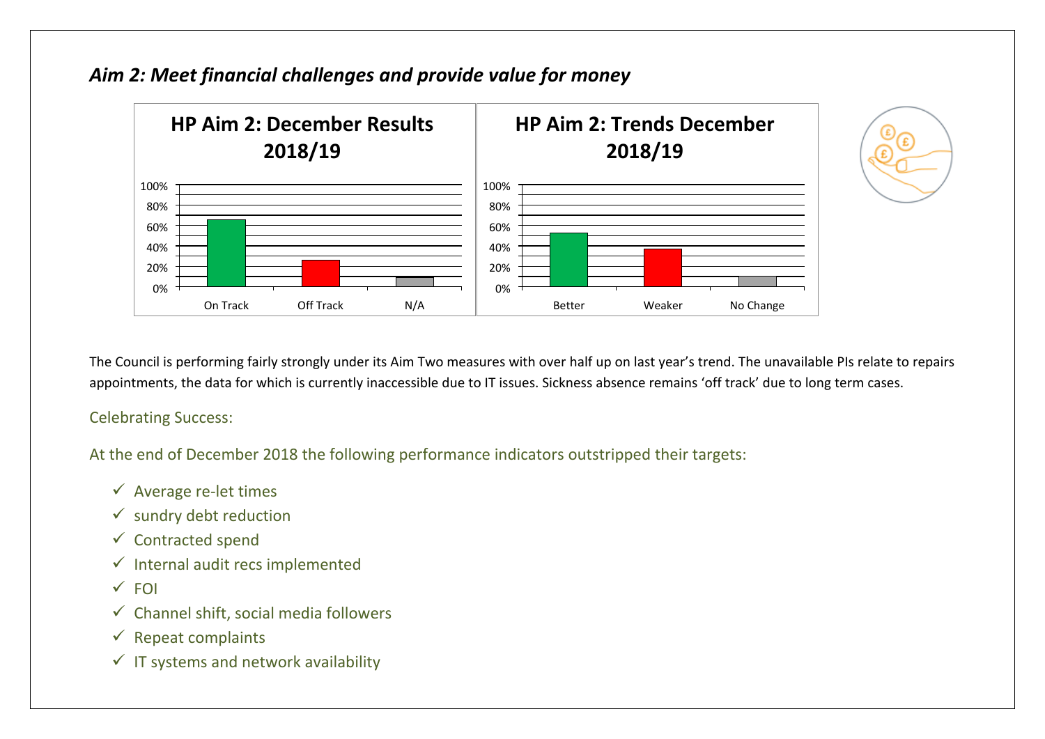## *Aim 2: Meet financial challenges and provide value for money*

**HP Aim 2: December Results 2018/19**

| | On Track | Off Track | N/A |
|---|---|---|---|

**HP Aim 2: Trends December 2018/19**

| | Better | Weaker | No Change |
|---|---|---|---|

The Council is performing fairly strongly under its Aim Two measures with over half up on last year's trend. The unavailable PIs relate to repairs appointments, the data for which is currently inaccessible due to IT issues. Sickness absence remains 'off track' due to long term cases.

Celebrating Success:

At the end of December 2018 the following performance indicators outstripped their targets:

- ✓ Average re-let times
- ✓ sundry debt reduction
- ✓ Contracted spend
- ✓ Internal audit recs implemented
- ✓ FOI
- ✓ Channel shift, social media followers
- ✓ Repeat complaints
- ✓ IT systems and network availability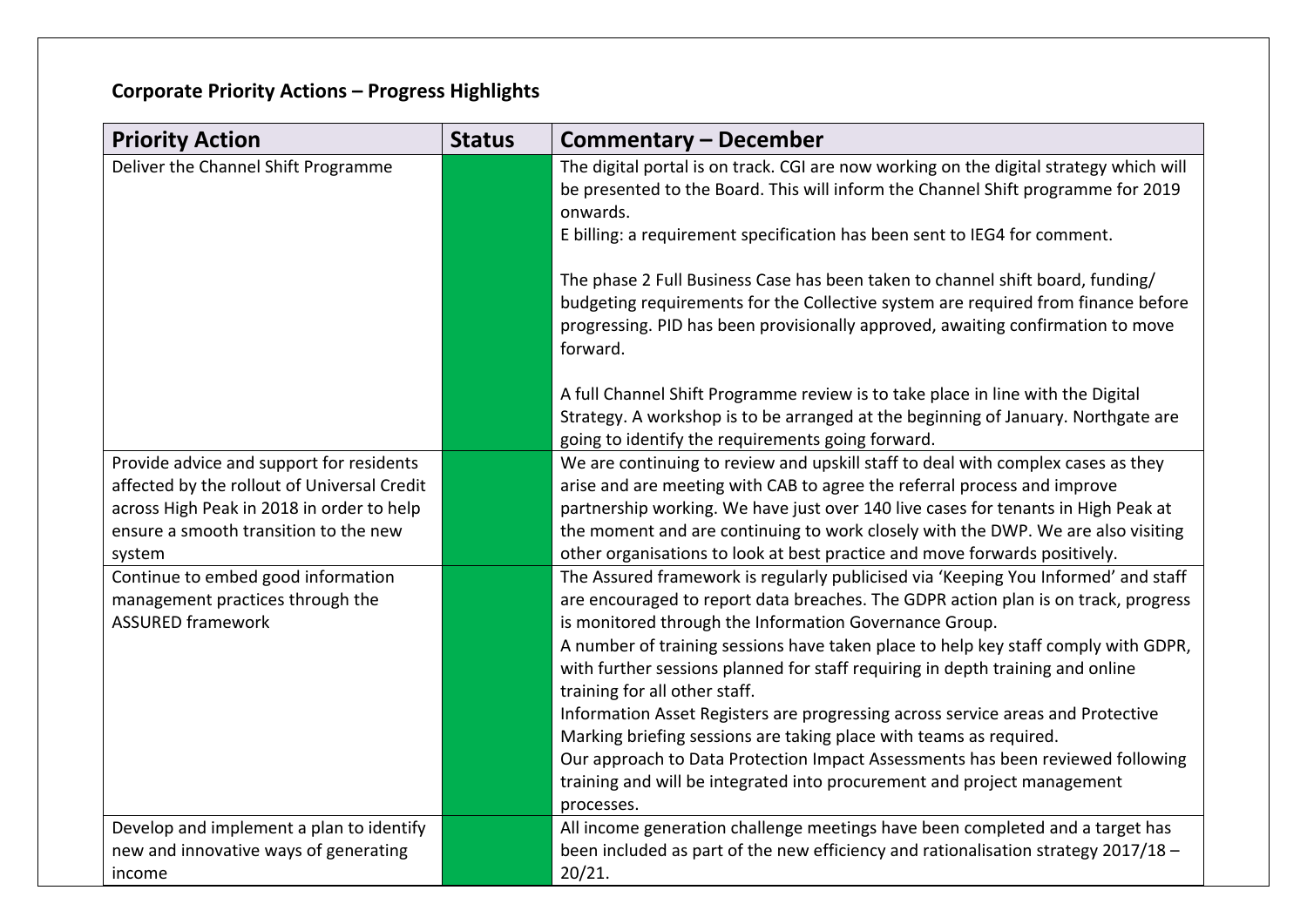**Corporate Priority Actions – Progress Highlights**

| Priority Action | Status | Commentary – December |
|---|---|---|
| Deliver the Channel Shift Programme | | The digital portal is on track. CGI are now working on the digital strategy which will be presented to the Board. This will inform the Channel Shift programme for 2019 onwards.<br>E billing: a requirement specification has been sent to IEG4 for comment.<br><br>The phase 2 Full Business Case has been taken to channel shift board, funding/ budgeting requirements for the Collective system are required from finance before progressing. PID has been provisionally approved, awaiting confirmation to move forward.<br><br>A full Channel Shift Programme review is to take place in line with the Digital Strategy. A workshop is to be arranged at the beginning of January. Northgate are going to identify the requirements going forward. |
| Provide advice and support for residents affected by the rollout of Universal Credit across High Peak in 2018 in order to help ensure a smooth transition to the new system | | We are continuing to review and upskill staff to deal with complex cases as they arise and are meeting with CAB to agree the referral process and improve partnership working. We have just over 140 live cases for tenants in High Peak at the moment and are continuing to work closely with the DWP. We are also visiting other organisations to look at best practice and move forwards positively. |
| Continue to embed good information management practices through the ASSURED framework | | The Assured framework is regularly publicised via 'Keeping You Informed' and staff are encouraged to report data breaches. The GDPR action plan is on track, progress is monitored through the Information Governance Group.<br>A number of training sessions have taken place to help key staff comply with GDPR, with further sessions planned for staff requiring in depth training and online training for all other staff.<br>Information Asset Registers are progressing across service areas and Protective Marking briefing sessions are taking place with teams as required.<br>Our approach to Data Protection Impact Assessments has been reviewed following training and will be integrated into procurement and project management processes. |
| Develop and implement a plan to identify new and innovative ways of generating income | | All income generation challenge meetings have been completed and a target has been included as part of the new efficiency and rationalisation strategy 2017/18 – 20/21. |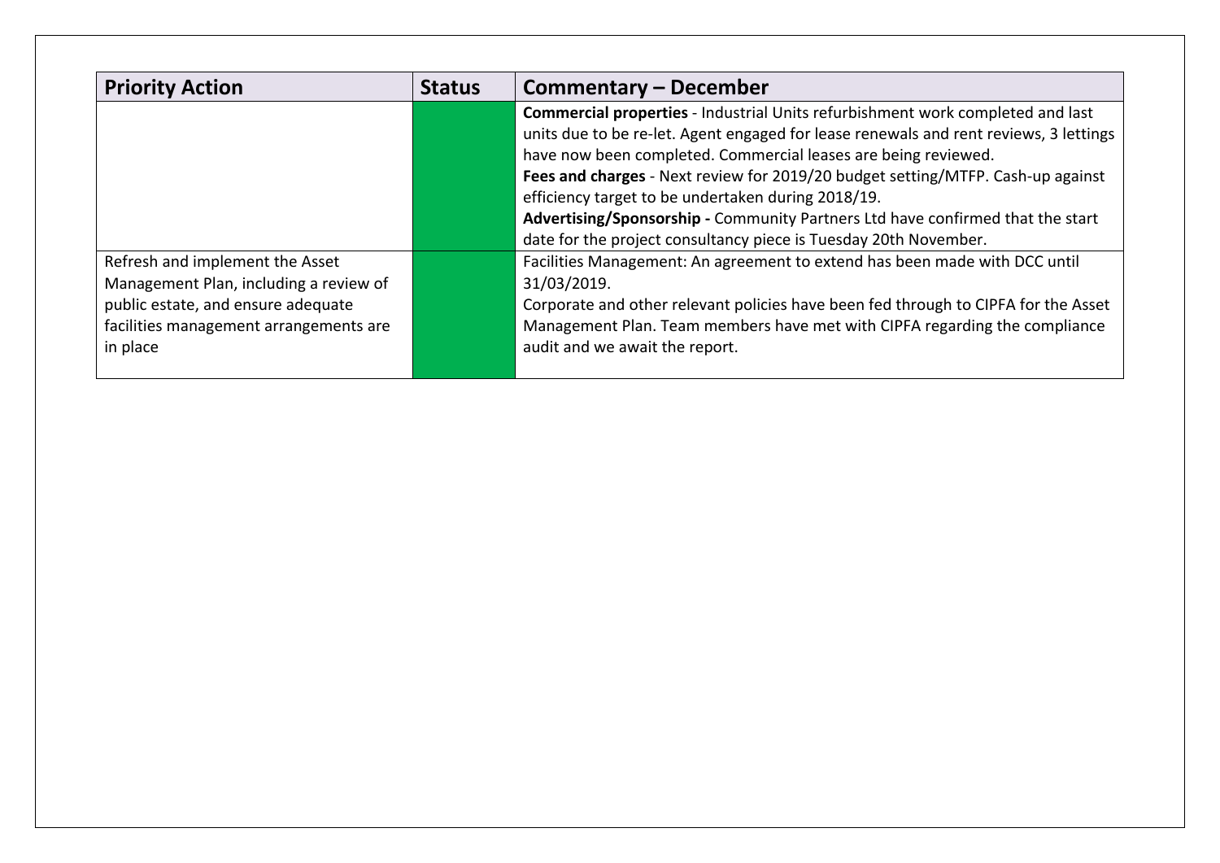| Priority Action | Status | Commentary – December |
|---|---|---|
| | | **Commercial properties** - Industrial Units refurbishment work completed and last units due to be re-let. Agent engaged for lease renewals and rent reviews, 3 lettings have now been completed. Commercial leases are being reviewed.<br>**Fees and charges** - Next review for 2019/20 budget setting/MTFP. Cash-up against efficiency target to be undertaken during 2018/19.<br>**Advertising/Sponsorship -** Community Partners Ltd have confirmed that the start date for the project consultancy piece is Tuesday 20th November. |
| Refresh and implement the Asset Management Plan, including a review of public estate, and ensure adequate facilities management arrangements are in place | | Facilities Management: An agreement to extend has been made with DCC until 31/03/2019.<br>Corporate and other relevant policies have been fed through to CIPFA for the Asset Management Plan. Team members have met with CIPFA regarding the compliance audit and we await the report. |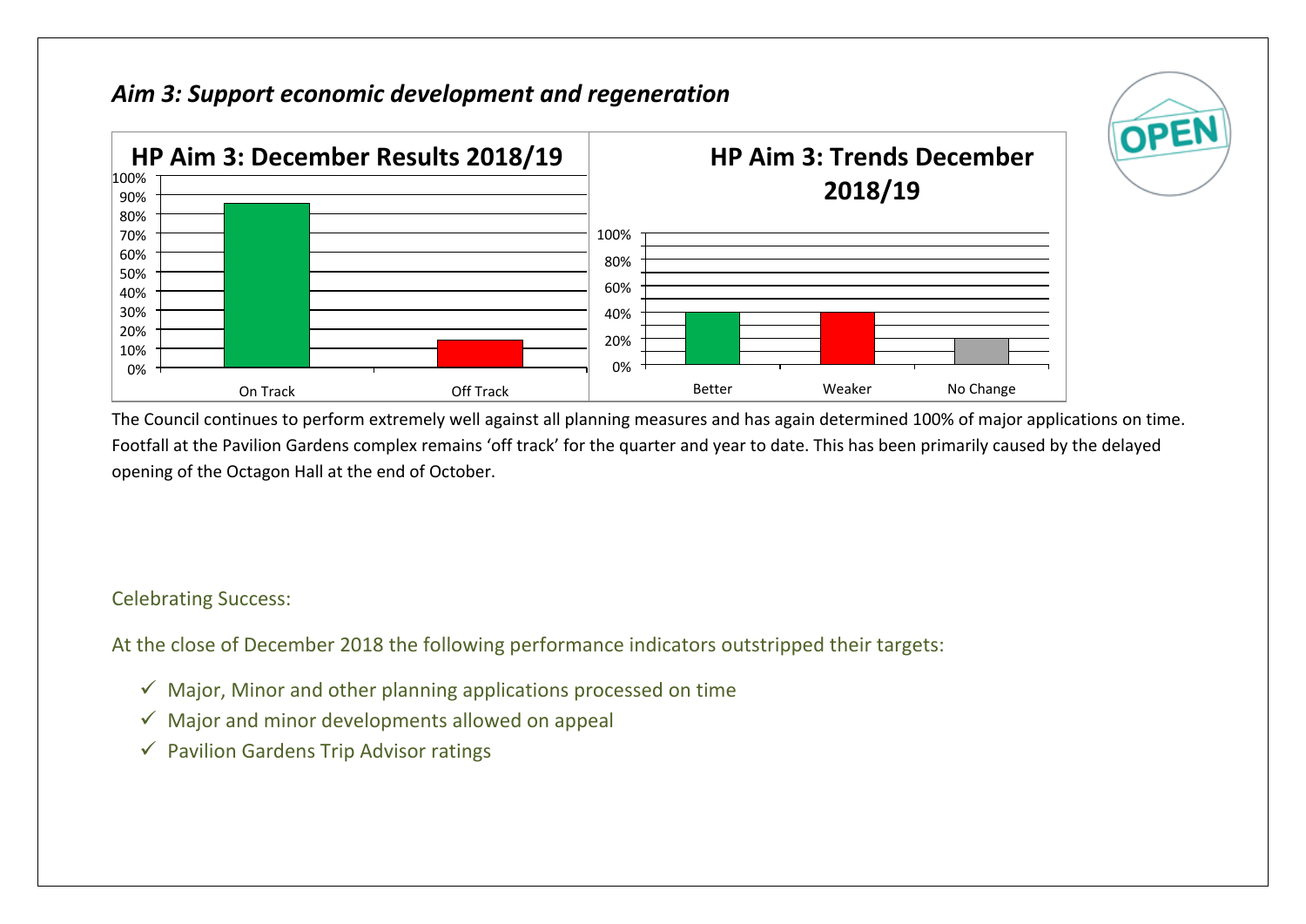## *Aim 3: Support economic development and regeneration*

**HP Aim 3: December Results 2018/19**

| | On Track | Off Track |
|---|---|---|
| % | ~86% | ~14% |

**HP Aim 3: Trends December 2018/19**

| | Better | Weaker | No Change |
|---|---|---|---|
| % | 40% | 40% | 20% |

The Council continues to perform extremely well against all planning measures and has again determined 100% of major applications on time. Footfall at the Pavilion Gardens complex remains 'off track' for the quarter and year to date. This has been primarily caused by the delayed opening of the Octagon Hall at the end of October.

Celebrating Success:

At the close of December 2018 the following performance indicators outstripped their targets:

- ✓ Major, Minor and other planning applications processed on time
- ✓ Major and minor developments allowed on appeal
- ✓ Pavilion Gardens Trip Advisor ratings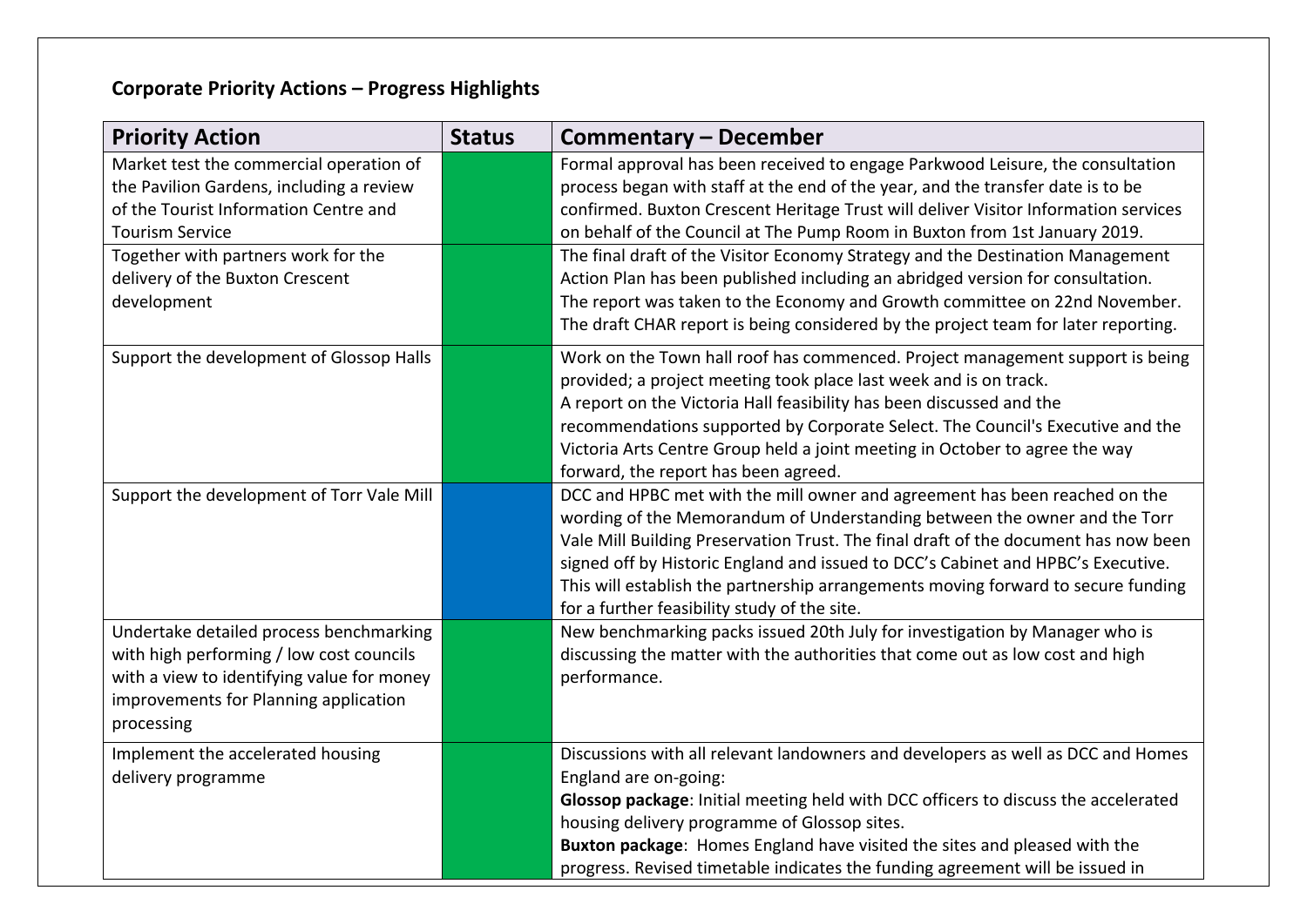**Corporate Priority Actions – Progress Highlights**

| Priority Action | Status | Commentary – December |
|---|---|---|
| Market test the commercial operation of the Pavilion Gardens, including a review of the Tourist Information Centre and Tourism Service | | Formal approval has been received to engage Parkwood Leisure, the consultation process began with staff at the end of the year, and the transfer date is to be confirmed. Buxton Crescent Heritage Trust will deliver Visitor Information services on behalf of the Council at The Pump Room in Buxton from 1st January 2019. |
| Together with partners work for the delivery of the Buxton Crescent development | | The final draft of the Visitor Economy Strategy and the Destination Management Action Plan has been published including an abridged version for consultation. The report was taken to the Economy and Growth committee on 22nd November. The draft CHAR report is being considered by the project team for later reporting. |
| Support the development of Glossop Halls | | Work on the Town hall roof has commenced. Project management support is being provided; a project meeting took place last week and is on track.<br>A report on the Victoria Hall feasibility has been discussed and the recommendations supported by Corporate Select. The Council's Executive and the Victoria Arts Centre Group held a joint meeting in October to agree the way forward, the report has been agreed. |
| Support the development of Torr Vale Mill | | DCC and HPBC met with the mill owner and agreement has been reached on the wording of the Memorandum of Understanding between the owner and the Torr Vale Mill Building Preservation Trust. The final draft of the document has now been signed off by Historic England and issued to DCC's Cabinet and HPBC's Executive. This will establish the partnership arrangements moving forward to secure funding for a further feasibility study of the site. |
| Undertake detailed process benchmarking with high performing / low cost councils with a view to identifying value for money improvements for Planning application processing | | New benchmarking packs issued 20th July for investigation by Manager who is discussing the matter with the authorities that come out as low cost and high performance. |
| Implement the accelerated housing delivery programme | | Discussions with all relevant landowners and developers as well as DCC and Homes England are on-going:<br>**Glossop package**: Initial meeting held with DCC officers to discuss the accelerated housing delivery programme of Glossop sites.<br>**Buxton package**: Homes England have visited the sites and pleased with the progress. Revised timetable indicates the funding agreement will be issued in |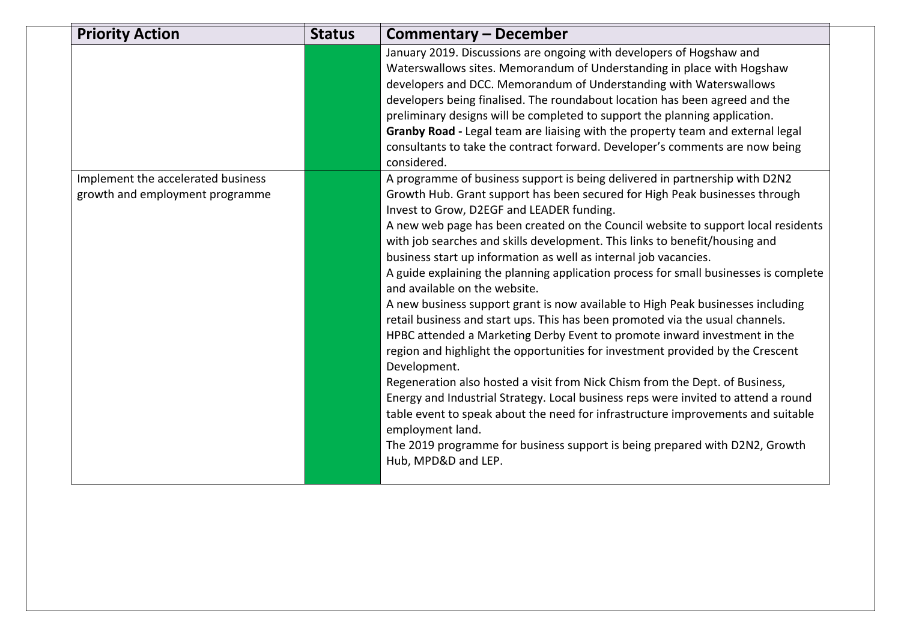| Priority Action | Status | Commentary – December |
|---|---|---|
| | | January 2019. Discussions are ongoing with developers of Hogshaw and Waterswallows sites. Memorandum of Understanding in place with Hogshaw developers and DCC. Memorandum of Understanding with Waterswallows developers being finalised. The roundabout location has been agreed and the preliminary designs will be completed to support the planning application.<br>**Granby Road -** Legal team are liaising with the property team and external legal consultants to take the contract forward. Developer's comments are now being considered. |
| Implement the accelerated business growth and employment programme | | A programme of business support is being delivered in partnership with D2N2 Growth Hub. Grant support has been secured for High Peak businesses through Invest to Grow, D2EGF and LEADER funding.<br>A new web page has been created on the Council website to support local residents with job searches and skills development. This links to benefit/housing and business start up information as well as internal job vacancies.<br>A guide explaining the planning application process for small businesses is complete and available on the website.<br>A new business support grant is now available to High Peak businesses including retail business and start ups. This has been promoted via the usual channels.<br>HPBC attended a Marketing Derby Event to promote inward investment in the region and highlight the opportunities for investment provided by the Crescent Development.<br>Regeneration also hosted a visit from Nick Chism from the Dept. of Business, Energy and Industrial Strategy. Local business reps were invited to attend a round table event to speak about the need for infrastructure improvements and suitable employment land.<br>The 2019 programme for business support is being prepared with D2N2, Growth Hub, MPD&D and LEP. |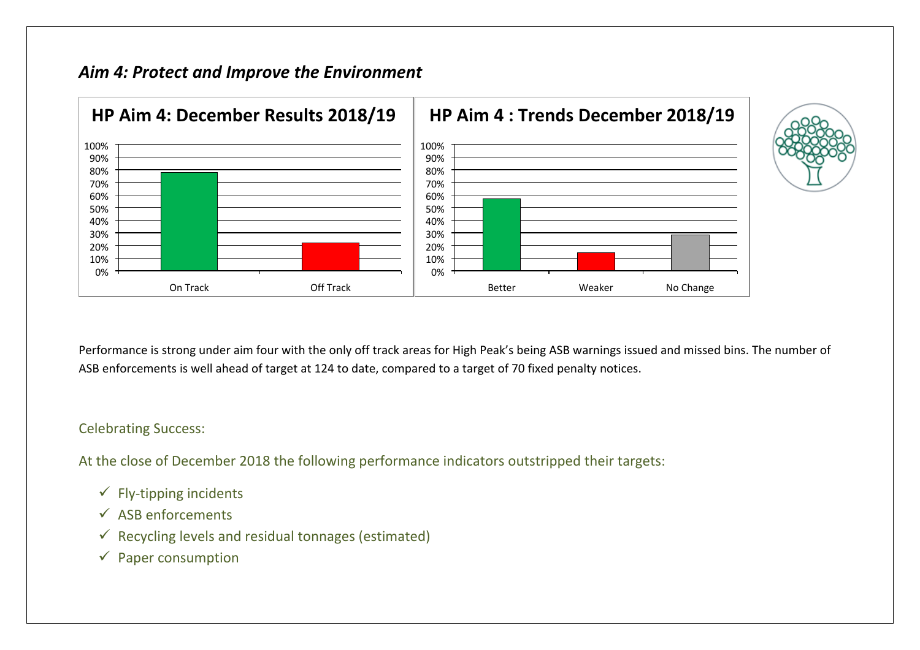## *Aim 4: Protect and Improve the Environment*

Performance is strong under aim four with the only off track areas for High Peak's being ASB warnings issued and missed bins. The number of ASB enforcements is well ahead of target at 124 to date, compared to a target of 70 fixed penalty notices.

Celebrating Success:

At the close of December 2018 the following performance indicators outstripped their targets:

- ✓ Fly-tipping incidents
- ✓ ASB enforcements
- ✓ Recycling levels and residual tonnages (estimated)
- ✓ Paper consumption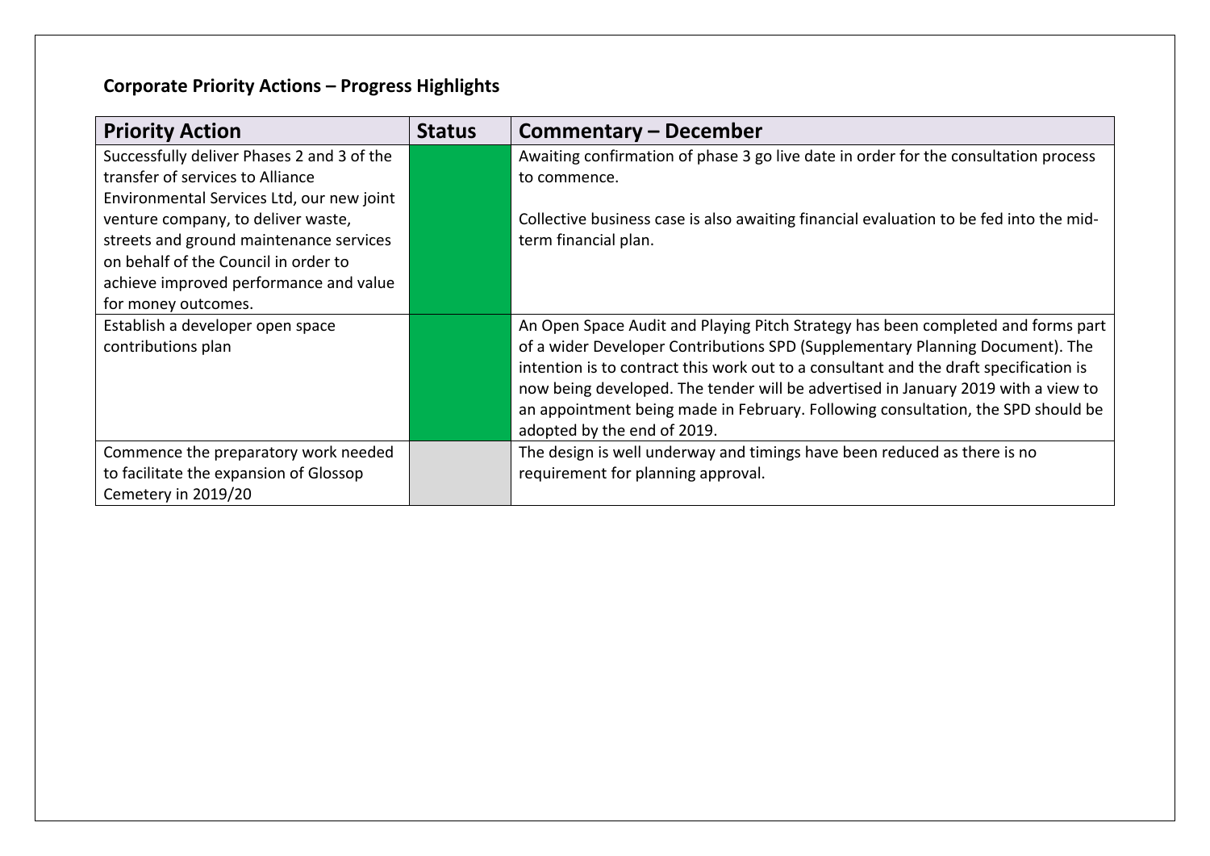## Corporate Priority Actions – Progress Highlights

| Priority Action | Status | Commentary – December |
|---|---|---|
| Successfully deliver Phases 2 and 3 of the transfer of services to Alliance Environmental Services Ltd, our new joint venture company, to deliver waste, streets and ground maintenance services on behalf of the Council in order to achieve improved performance and value for money outcomes. | | Awaiting confirmation of phase 3 go live date in order for the consultation process to commence.<br><br>Collective business case is also awaiting financial evaluation to be fed into the mid-term financial plan. |
| Establish a developer open space contributions plan | | An Open Space Audit and Playing Pitch Strategy has been completed and forms part of a wider Developer Contributions SPD (Supplementary Planning Document). The intention is to contract this work out to a consultant and the draft specification is now being developed. The tender will be advertised in January 2019 with a view to an appointment being made in February. Following consultation, the SPD should be adopted by the end of 2019. |
| Commence the preparatory work needed to facilitate the expansion of Glossop Cemetery in 2019/20 | | The design is well underway and timings have been reduced as there is no requirement for planning approval. |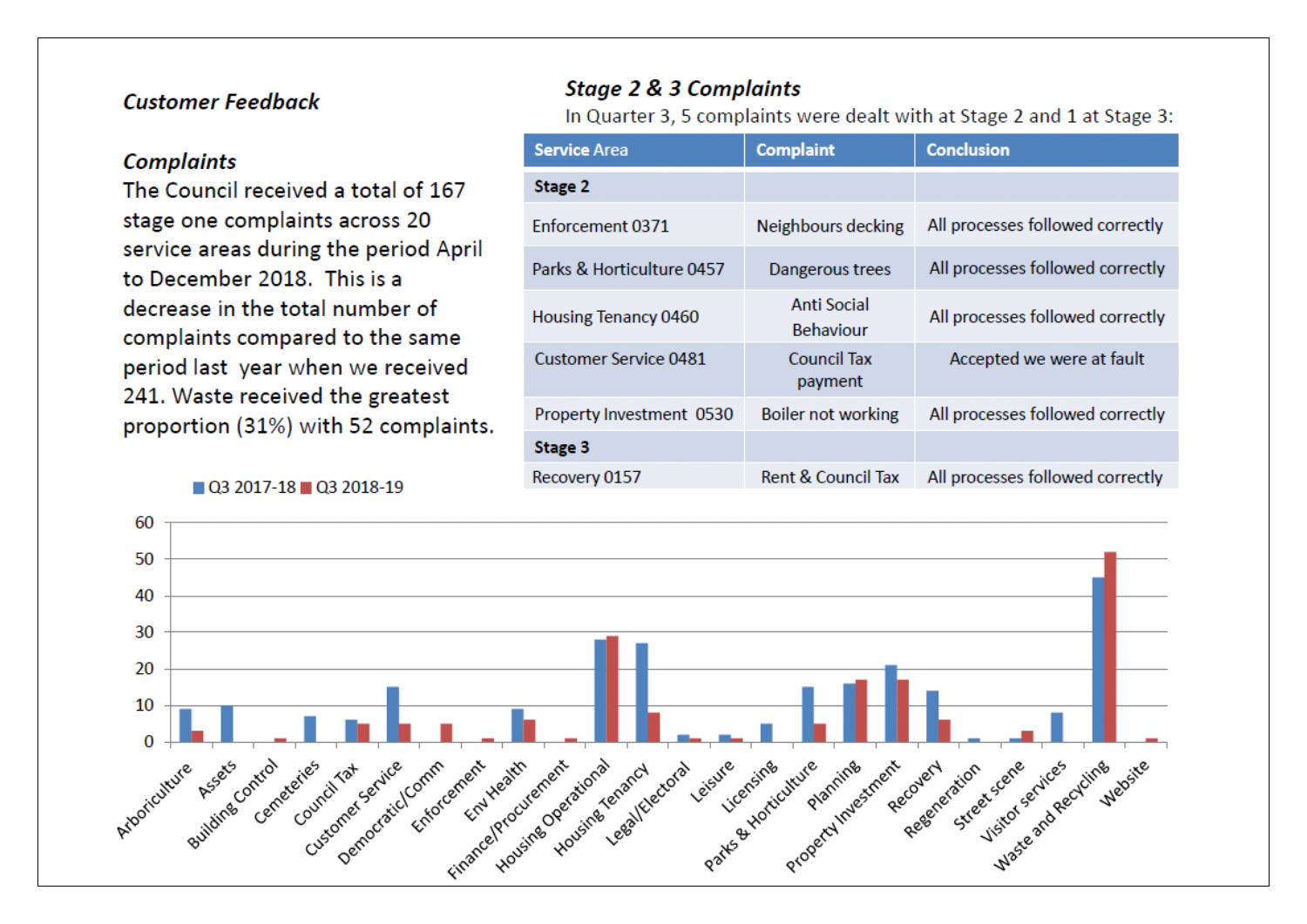### *Customer Feedback*

### *Complaints*

The Council received a total of 167 stage one complaints across 20 service areas during the period April to December 2018. This is a decrease in the total number of complaints compared to the same period last year when we received 241. Waste received the greatest proportion (31%) with 52 complaints.

### *Stage 2 & 3 Complaints*

In Quarter 3, 5 complaints were dealt with at Stage 2 and 1 at Stage 3:

| Service Area | Complaint | Conclusion |
|---|---|---|
| **Stage 2** | | |
| Enforcement 0371 | Neighbours decking | All processes followed correctly |
| Parks & Horticulture 0457 | Dangerous trees | All processes followed correctly |
| Housing Tenancy 0460 | Anti Social Behaviour | All processes followed correctly |
| Customer Service 0481 | Council Tax payment | Accepted we were at fault |
| Property Investment 0530 | Boiler not working | All processes followed correctly |
| **Stage 3** | | |
| Recovery 0157 | Rent & Council Tax | All processes followed correctly |

| Service Area | Q3 2017-18 | Q3 2018-19 |
|---|---|---|
| Arboriculture | 9 | 3 |
| Assets | 10 | 0 |
| Building Control | 0 | 1 |
| Cemeteries | 7 | 0 |
| Council Tax | 6 | 5 |
| Customer Service | 15 | 5 |
| Democratic/Comm | 0 | 5 |
| Enforcement | 0 | 1 |
| Env Health | 9 | 6 |
| Finance/Procurement | 0 | 1 |
| Housing Operational | 28 | 29 |
| Housing Tenancy | 27 | 8 |
| Legal/Electoral | 2 | 1 |
| Leisure | 2 | 1 |
| Licensing | 5 | 0 |
| Parks & Horticulture | 15 | 5 |
| Planning | 16 | 17 |
| Property Investment | 21 | 17 |
| Recovery | 14 | 6 |
| Regeneration | 1 | 0 |
| Street scene | 1 | 3 |
| Visitor services | 8 | 0 |
| Waste and Recycling | 45 | 52 |
| Website | 0 | 1 |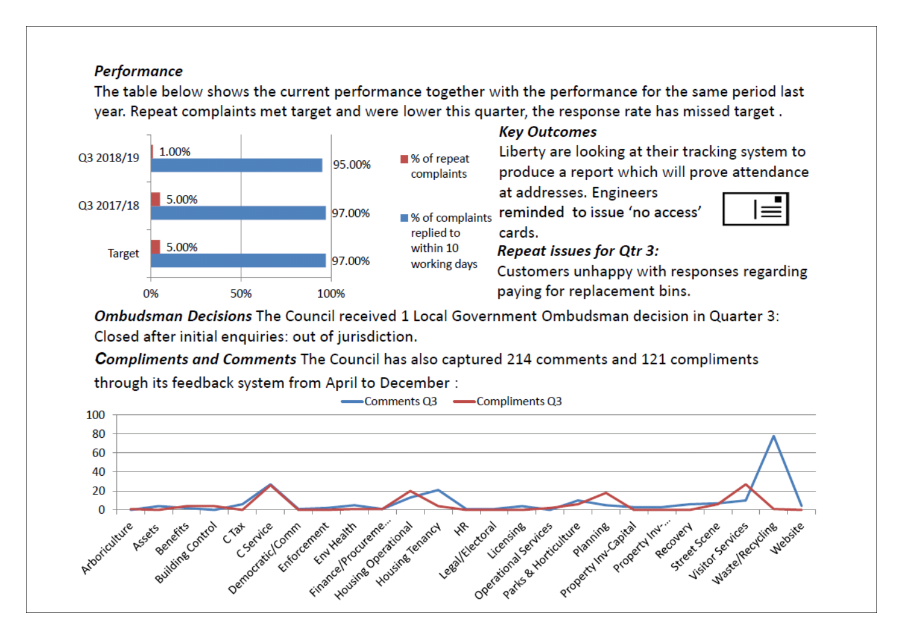***Performance***

The table below shows the current performance together with the performance for the same period last year. Repeat complaints met target and were lower this quarter, the response rate has missed target .

| | % of repeat complaints | % of complaints replied to within 10 working days |
|---|---|---|
| Q3 2018/19 | 1.00% | 95.00% |
| Q3 2017/18 | 5.00% | 97.00% |
| Target | 5.00% | 97.00% |

***Key Outcomes***

Liberty are looking at their tracking system to produce a report which will prove attendance at addresses. Engineers reminded to issue 'no access' cards.

***Repeat issues for Qtr 3:***

Customers unhappy with responses regarding paying for replacement bins.

***Ombudsman Decisions*** The Council received 1 Local Government Ombudsman decision in Quarter 3: Closed after initial enquiries: out of jurisdiction.

***Compliments and Comments*** The Council has also captured 214 comments and 121 compliments through its feedback system from April to December :

Legend: Comments Q3, Compliments Q3

Categories: Arboriculture, Assets, Benefits, Building Control, C Tax, C Service, Democratic/Comm, Enforcement, Env Health, Finance/Procureme..., Housing Operational, Housing Tenancy, HR, Legal/Electoral, Licensing, Operational Services, Parks & Horticulture, Planning, Property Inv-Capital, Property Inv-..., Recovery, Street Scene, Visitor Services, Waste/Recycling, Website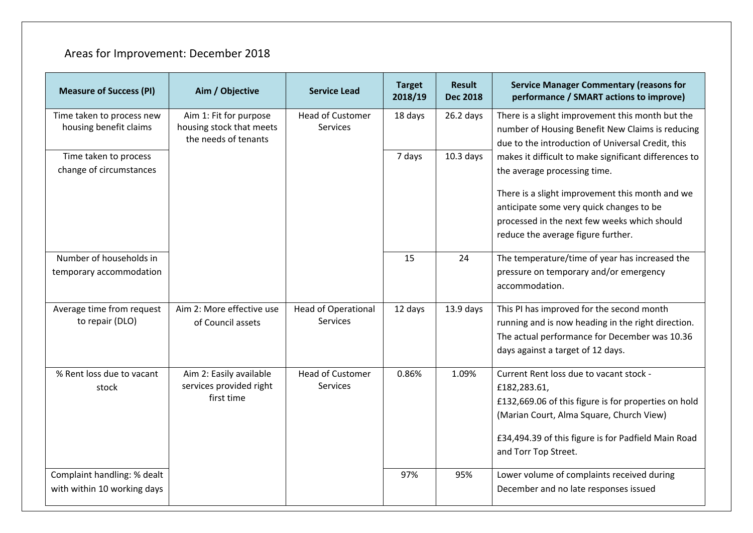## Areas for Improvement: December 2018

| Measure of Success (PI) | Aim / Objective | Service Lead | Target 2018/19 | Result Dec 2018 | Service Manager Commentary (reasons for performance / SMART actions to improve) |
|---|---|---|---|---|---|
| Time taken to process new housing benefit claims | Aim 1: Fit for purpose housing stock that meets the needs of tenants | Head of Customer Services | 18 days | 26.2 days | There is a slight improvement this month but the number of Housing Benefit New Claims is reducing due to the introduction of Universal Credit, this makes it difficult to make significant differences to the average processing time. |
| Time taken to process change of circumstances | | | 7 days | 10.3 days | There is a slight improvement this month and we anticipate some very quick changes to be processed in the next few weeks which should reduce the average figure further. |
| Number of households in temporary accommodation | | | 15 | 24 | The temperature/time of year has increased the pressure on temporary and/or emergency accommodation. |
| Average time from request to repair (DLO) | Aim 2: More effective use of Council assets | Head of Operational Services | 12 days | 13.9 days | This PI has improved for the second month running and is now heading in the right direction. The actual performance for December was 10.36 days against a target of 12 days. |
| % Rent loss due to vacant stock | Aim 2: Easily available services provided right first time | Head of Customer Services | 0.86% | 1.09% | Current Rent loss due to vacant stock - £182,283.61, £132,669.06 of this figure is for properties on hold (Marian Court, Alma Square, Church View) £34,494.39 of this figure is for Padfield Main Road and Torr Top Street. |
| Complaint handling: % dealt with within 10 working days | | | 97% | 95% | Lower volume of complaints received during December and no late responses issued |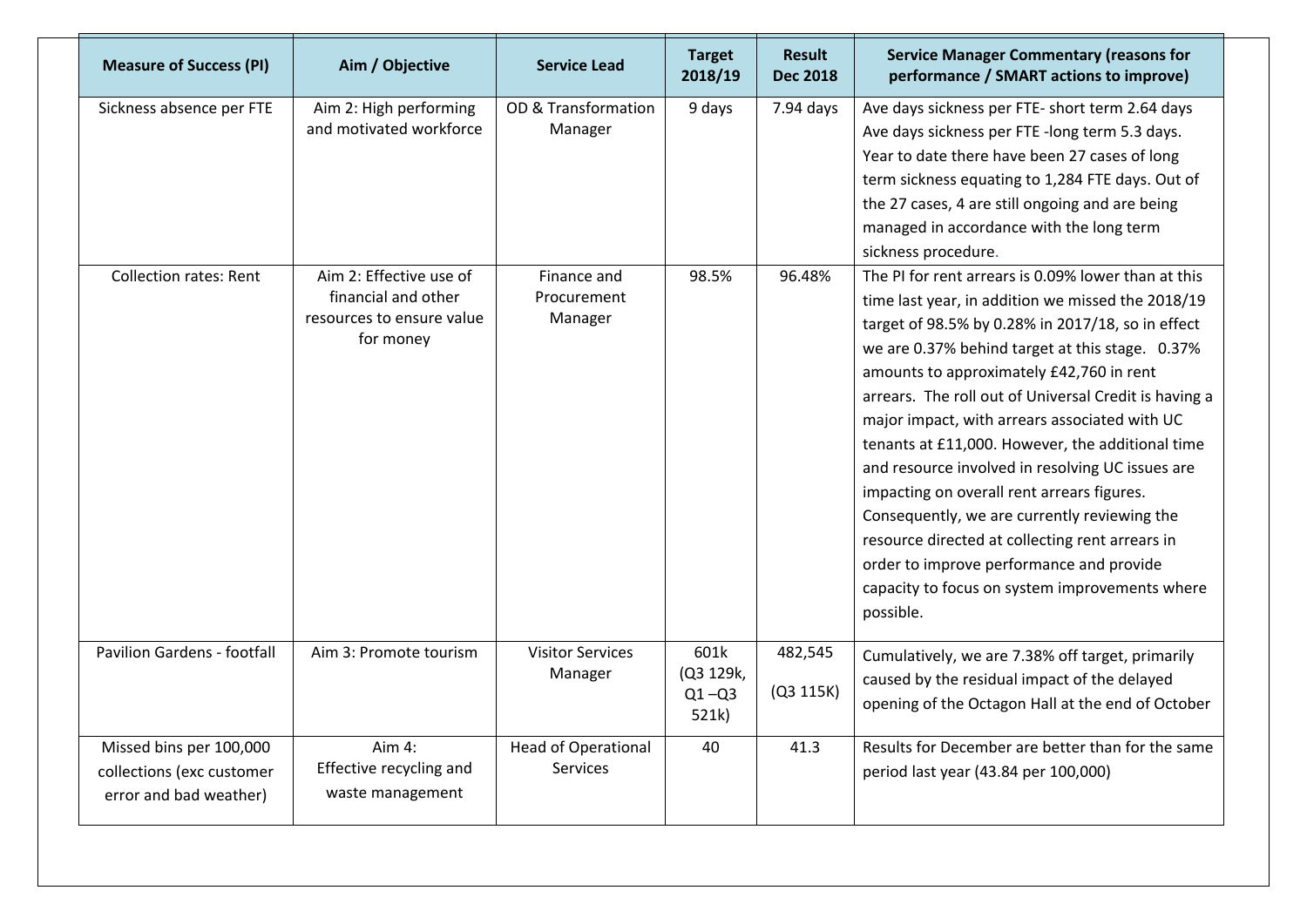| Measure of Success (PI) | Aim / Objective | Service Lead | Target 2018/19 | Result Dec 2018 | Service Manager Commentary (reasons for performance / SMART actions to improve) |
|---|---|---|---|---|---|
| Sickness absence per FTE | Aim 2: High performing and motivated workforce | OD & Transformation Manager | 9 days | 7.94 days | Ave days sickness per FTE- short term 2.64 days Ave days sickness per FTE -long term 5.3 days. Year to date there have been 27 cases of long term sickness equating to 1,284 FTE days. Out of the 27 cases, 4 are still ongoing and are being managed in accordance with the long term sickness procedure. |
| Collection rates: Rent | Aim 2: Effective use of financial and other resources to ensure value for money | Finance and Procurement Manager | 98.5% | 96.48% | The PI for rent arrears is 0.09% lower than at this time last year, in addition we missed the 2018/19 target of 98.5% by 0.28% in 2017/18, so in effect we are 0.37% behind target at this stage. 0.37% amounts to approximately £42,760 in rent arrears. The roll out of Universal Credit is having a major impact, with arrears associated with UC tenants at £11,000. However, the additional time and resource involved in resolving UC issues are impacting on overall rent arrears figures. Consequently, we are currently reviewing the resource directed at collecting rent arrears in order to improve performance and provide capacity to focus on system improvements where possible. |
| Pavilion Gardens - footfall | Aim 3: Promote tourism | Visitor Services Manager | 601k (Q3 129k, Q1 –Q3 521k) | 482,545 (Q3 115K) | Cumulatively, we are 7.38% off target, primarily caused by the residual impact of the delayed opening of the Octagon Hall at the end of October |
| Missed bins per 100,000 collections (exc customer error and bad weather) | Aim 4: Effective recycling and waste management | Head of Operational Services | 40 | 41.3 | Results for December are better than for the same period last year (43.84 per 100,000) |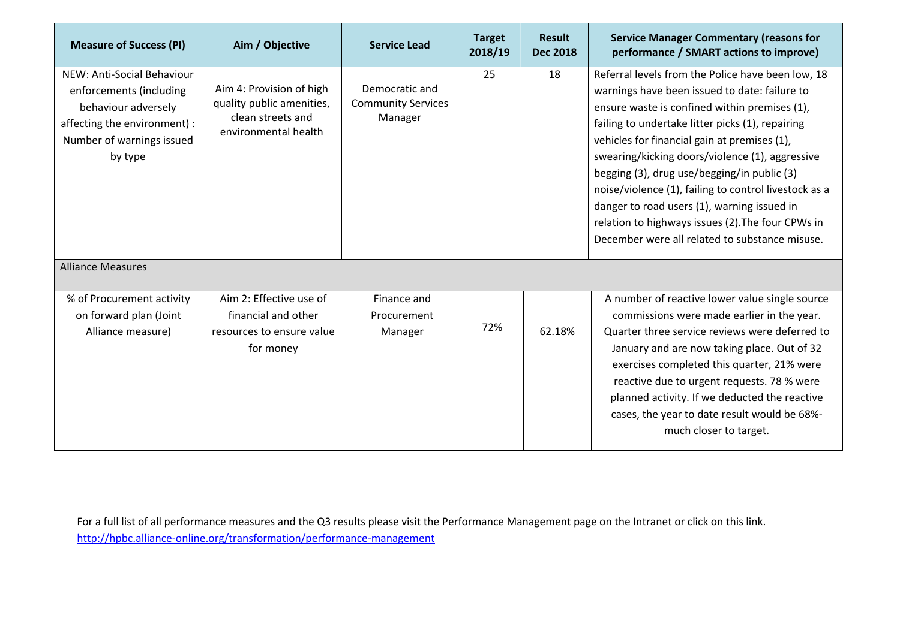| Measure of Success (PI) | Aim / Objective | Service Lead | Target 2018/19 | Result Dec 2018 | Service Manager Commentary (reasons for performance / SMART actions to improve) |
|---|---|---|---|---|---|
| NEW: Anti-Social Behaviour enforcements (including behaviour adversely affecting the environment) : Number of warnings issued by type | Aim 4: Provision of high quality public amenities, clean streets and environmental health | Democratic and Community Services Manager | 25 | 18 | Referral levels from the Police have been low, 18 warnings have been issued to date: failure to ensure waste is confined within premises (1), failing to undertake litter picks (1), repairing vehicles for financial gain at premises (1), swearing/kicking doors/violence (1), aggressive begging (3), drug use/begging/in public (3) noise/violence (1), failing to control livestock as a danger to road users (1), warning issued in relation to highways issues (2).The four CPWs in December were all related to substance misuse. |
| Alliance Measures | | | | | |
| % of Procurement activity on forward plan (Joint Alliance measure) | Aim 2: Effective use of financial and other resources to ensure value for money | Finance and Procurement Manager | 72% | 62.18% | A number of reactive lower value single source commissions were made earlier in the year. Quarter three service reviews were deferred to January and are now taking place. Out of 32 exercises completed this quarter, 21% were reactive due to urgent requests. 78 % were planned activity. If we deducted the reactive cases, the year to date result would be 68%- much closer to target. |

For a full list of all performance measures and the Q3 results please visit the Performance Management page on the Intranet or click on this link. http://hpbc.alliance-online.org/transformation/performance-management